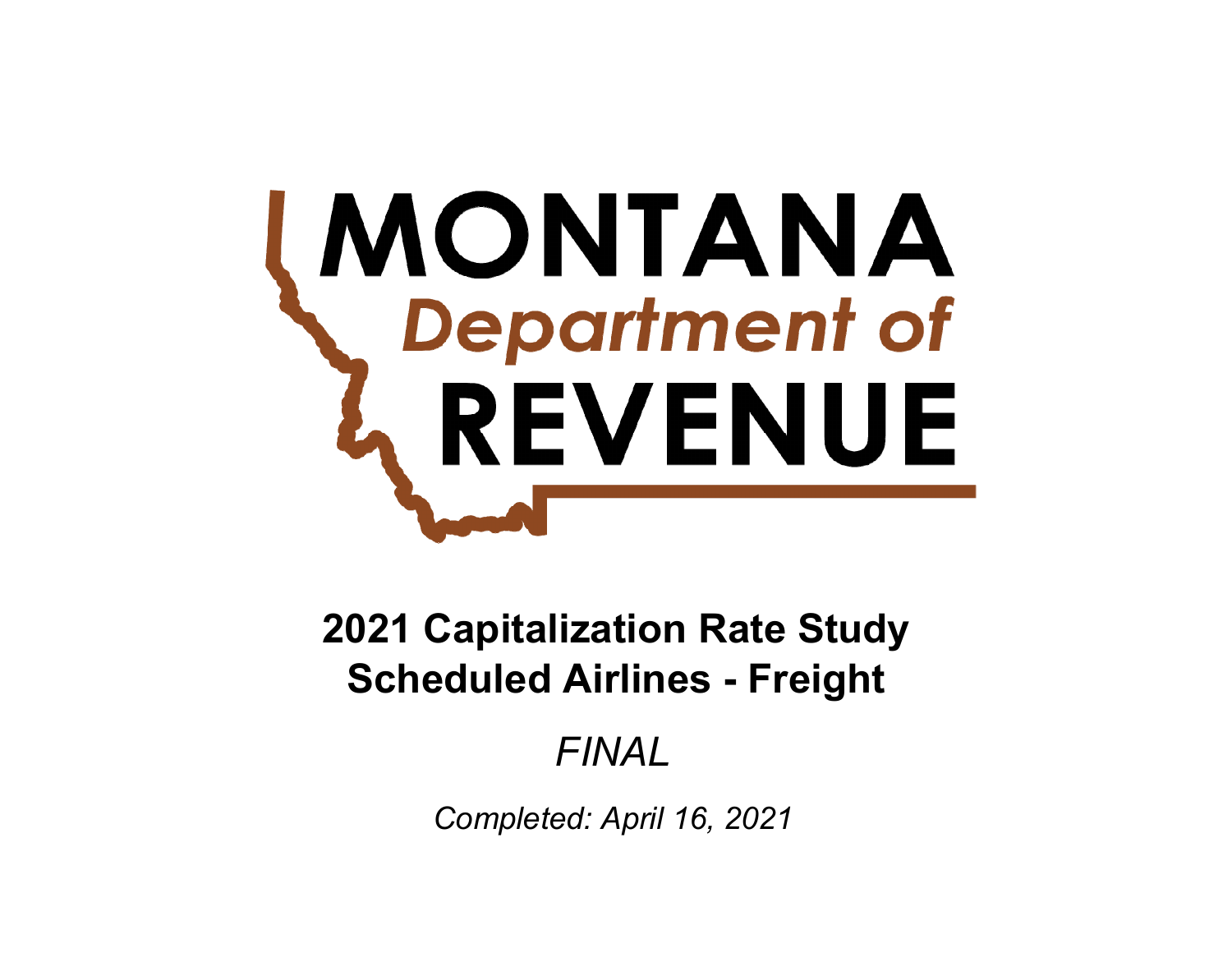# MONTANA Department of REVENUE

## 2021 Capitalization Rate Study
## Scheduled Airlines - Freight

*FINAL*

*Completed: April 16, 2021*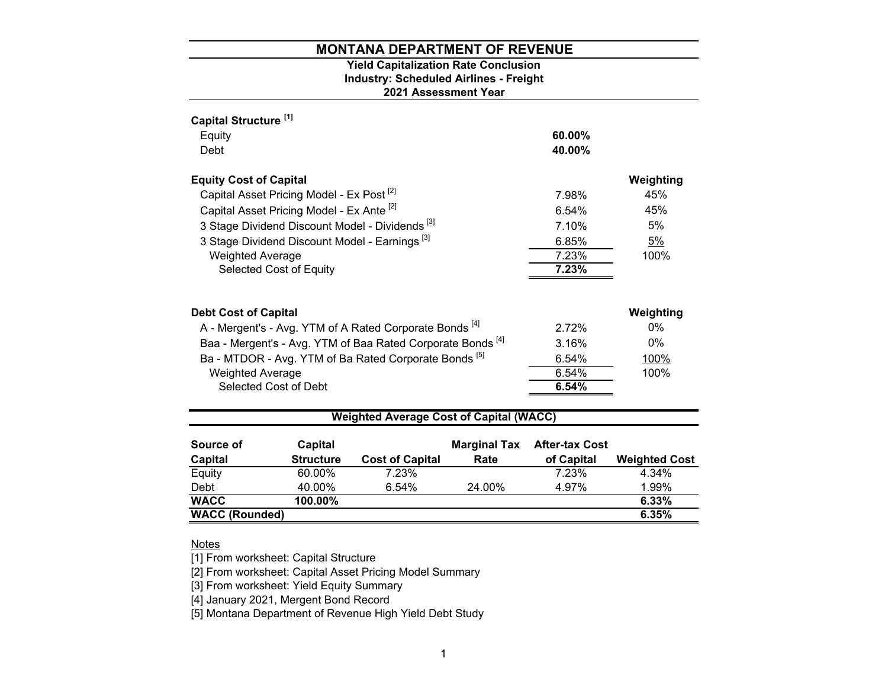# MONTANA DEPARTMENT OF REVENUE

### Yield Capitalization Rate Conclusion
### Industry: Scheduled Airlines - Freight
### 2021 Assessment Year

| **Capital Structure** [1] | | |
|---|---|---|
| Equity | **60.00%** | |
| Debt | **40.00%** | |

| **Equity Cost of Capital** | | **Weighting** |
|---|---|---|
| Capital Asset Pricing Model - Ex Post [2] | 7.98% | 45% |
| Capital Asset Pricing Model - Ex Ante [2] | 6.54% | 45% |
| 3 Stage Dividend Discount Model - Dividends [3] | 7.10% | 5% |
| 3 Stage Dividend Discount Model - Earnings [3] | 6.85% | 5% |
| Weighted Average | 7.23% | 100% |
| Selected Cost of Equity | **7.23%** | |

| **Debt Cost of Capital** | | **Weighting** |
|---|---|---|
| A - Mergent's - Avg. YTM of A Rated Corporate Bonds [4] | 2.72% | 0% |
| Baa - Mergent's - Avg. YTM of Baa Rated Corporate Bonds [4] | 3.16% | 0% |
| Ba - MTDOR - Avg. YTM of Ba Rated Corporate Bonds [5] | 6.54% | 100% |
| Weighted Average | 6.54% | 100% |
| Selected Cost of Debt | **6.54%** | |

### Weighted Average Cost of Capital (WACC)

| Source of Capital | Capital Structure | Cost of Capital | Marginal Tax Rate | After-tax Cost of Capital | Weighted Cost |
|---|---|---|---|---|---|
| Equity | 60.00% | 7.23% | | 7.23% | 4.34% |
| Debt | 40.00% | 6.54% | 24.00% | 4.97% | 1.99% |
| **WACC** | **100.00%** | | | | **6.33%** |
| **WACC (Rounded)** | | | | | **6.35%** |

Notes

[1] From worksheet: Capital Structure

[2] From worksheet: Capital Asset Pricing Model Summary

[3] From worksheet: Yield Equity Summary

[4] January 2021, Mergent Bond Record

[5] Montana Department of Revenue High Yield Debt Study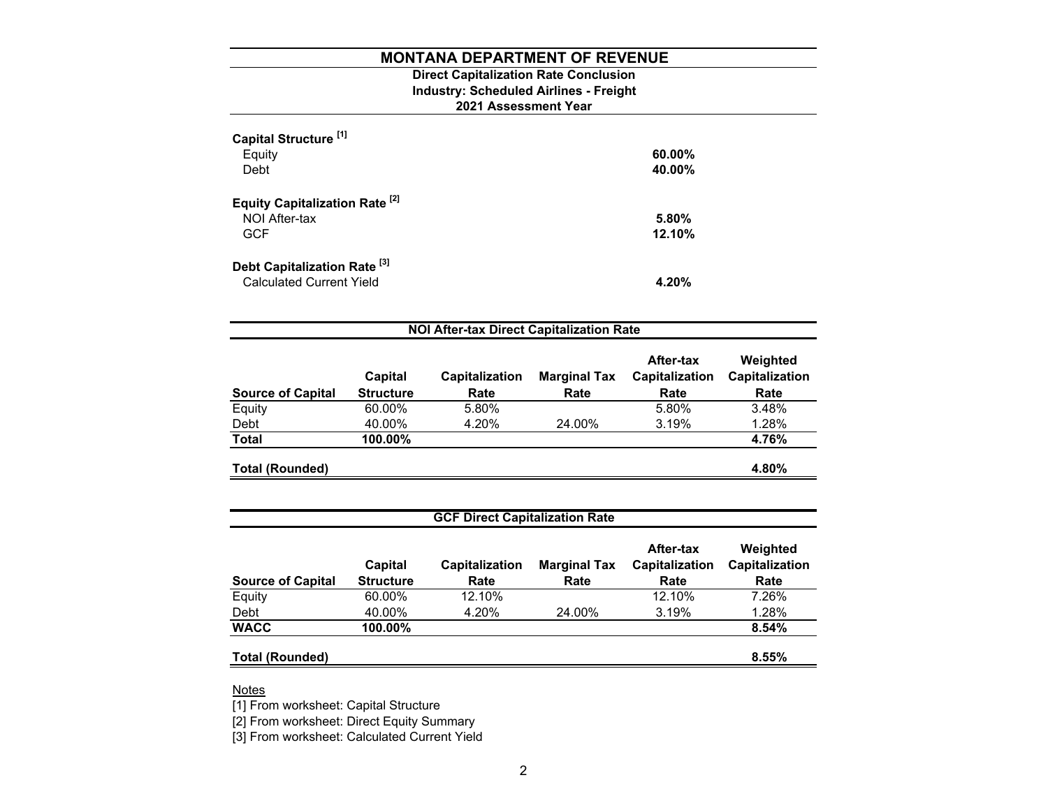# MONTANA DEPARTMENT OF REVENUE

**Direct Capitalization Rate Conclusion**
**Industry: Scheduled Airlines - Freight**
**2021 Assessment Year**

| | |
|---|---|
| **Capital Structure [1]** | |
| Equity | **60.00%** |
| Debt | **40.00%** |
| **Equity Capitalization Rate [2]** | |
| NOI After-tax | **5.80%** |
| GCF | **12.10%** |
| **Debt Capitalization Rate [3]** | |
| Calculated Current Yield | **4.20%** |

**NOI After-tax Direct Capitalization Rate**

| Source of Capital | Capital Structure | Capitalization Rate | Marginal Tax Rate | After-tax Capitalization Rate | Weighted Capitalization Rate |
|---|---|---|---|---|---|
| Equity | 60.00% | 5.80% | | 5.80% | 3.48% |
| Debt | 40.00% | 4.20% | 24.00% | 3.19% | 1.28% |
| **Total** | **100.00%** | | | | **4.76%** |
| **Total (Rounded)** | | | | | **4.80%** |

**GCF Direct Capitalization Rate**

| Source of Capital | Capital Structure | Capitalization Rate | Marginal Tax Rate | After-tax Capitalization Rate | Weighted Capitalization Rate |
|---|---|---|---|---|---|
| Equity | 60.00% | 12.10% | | 12.10% | 7.26% |
| Debt | 40.00% | 4.20% | 24.00% | 3.19% | 1.28% |
| **WACC** | **100.00%** | | | | **8.54%** |
| **Total (Rounded)** | | | | | **8.55%** |

Notes

[1] From worksheet: Capital Structure

[2] From worksheet: Direct Equity Summary

[3] From worksheet: Calculated Current Yield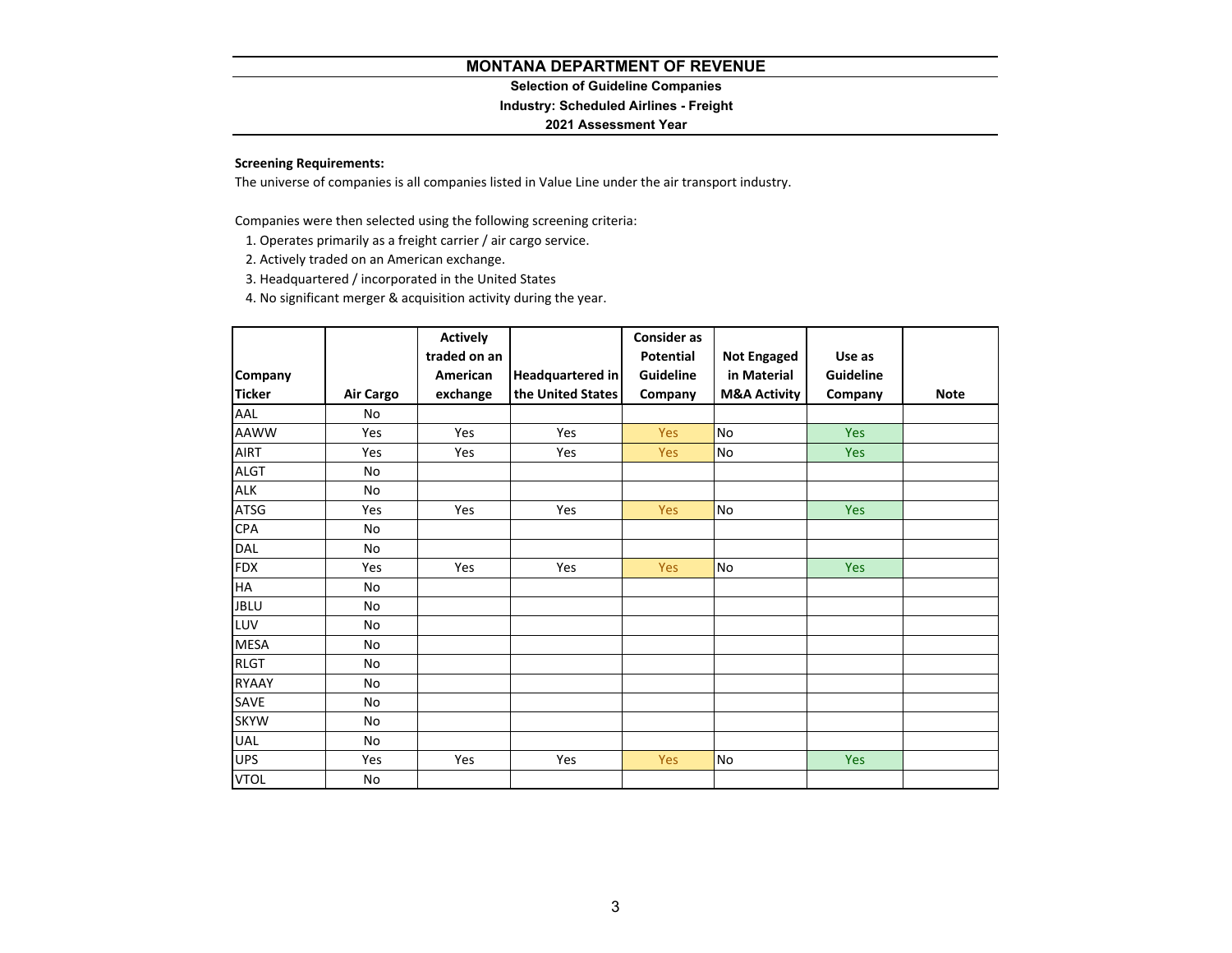# MONTANA DEPARTMENT OF REVENUE

### Selection of Guideline Companies

### Industry: Scheduled Airlines - Freight

### 2021 Assessment Year

**Screening Requirements:**

The universe of companies is all companies listed in Value Line under the air transport industry.

Companies were then selected using the following screening criteria:

1. Operates primarily as a freight carrier / air cargo service.
2. Actively traded on an American exchange.
3. Headquartered / incorporated in the United States
4. No significant merger & acquisition activity during the year.

| Company Ticker | Air Cargo | Actively traded on an American exchange | Headquartered in the United States | Consider as Potential Guideline Company | Not Engaged in Material M&A Activity | Use as Guideline Company | Note |
|---|---|---|---|---|---|---|---|
| AAL | No | | | | | | |
| AAWW | Yes | Yes | Yes | Yes | No | Yes | |
| AIRT | Yes | Yes | Yes | Yes | No | Yes | |
| ALGT | No | | | | | | |
| ALK | No | | | | | | |
| ATSG | Yes | Yes | Yes | Yes | No | Yes | |
| CPA | No | | | | | | |
| DAL | No | | | | | | |
| FDX | Yes | Yes | Yes | Yes | No | Yes | |
| HA | No | | | | | | |
| JBLU | No | | | | | | |
| LUV | No | | | | | | |
| MESA | No | | | | | | |
| RLGT | No | | | | | | |
| RYAAY | No | | | | | | |
| SAVE | No | | | | | | |
| SKYW | No | | | | | | |
| UAL | No | | | | | | |
| UPS | Yes | Yes | Yes | Yes | No | Yes | |
| VTOL | No | | | | | | |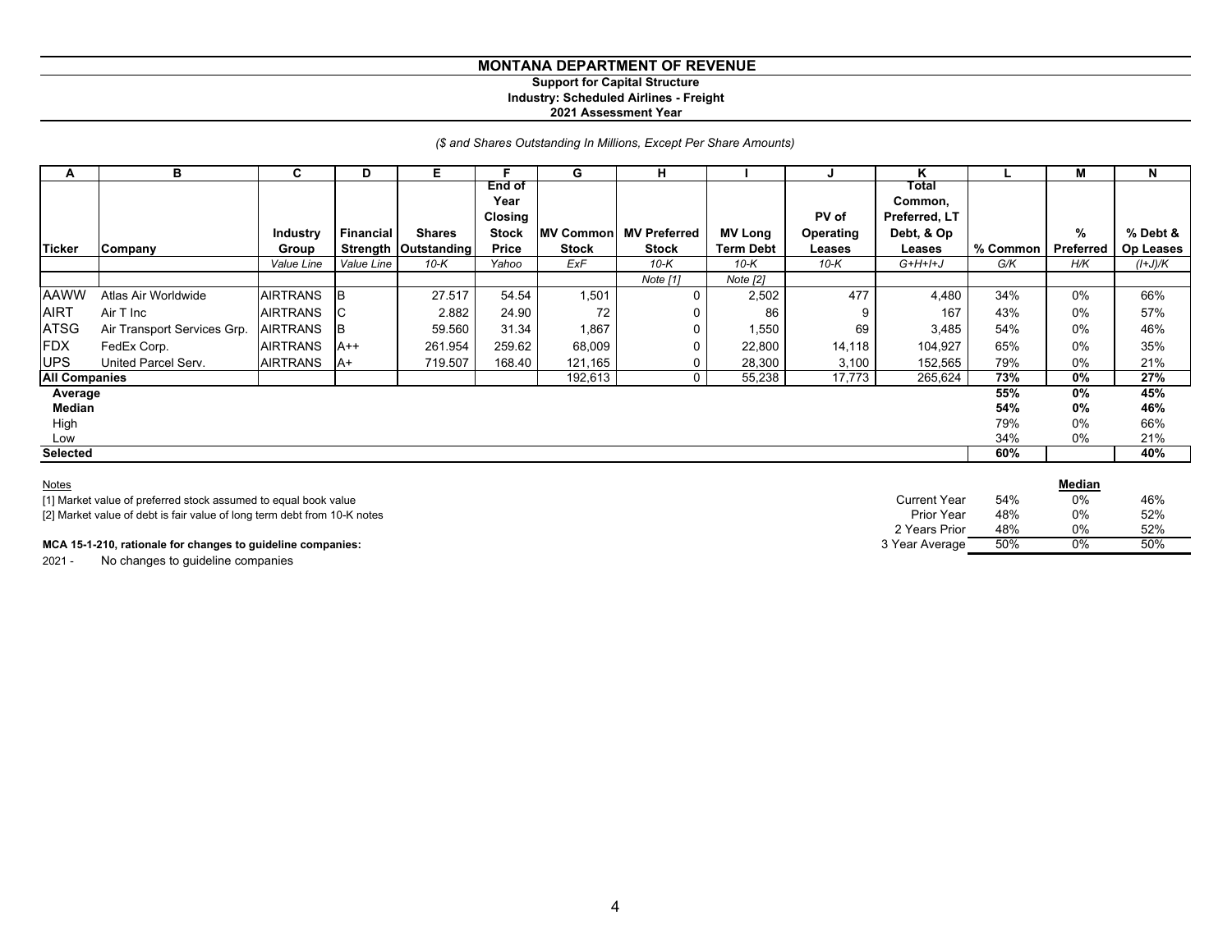# MONTANA DEPARTMENT OF REVENUE

**Support for Capital Structure**
**Industry: Scheduled Airlines - Freight**
**2021 Assessment Year**

*($ and Shares Outstanding In Millions, Except Per Share Amounts)*

| A | B | C | D | E | F | G | H | I | J | K | L | M | N |
|---|---|---|---|---|---|---|---|---|---|---|---|---|---|
| Ticker | Company | Industry Group | Financial Strength | Shares Outstanding | End of Year Closing Stock Price | MV Common Stock | MV Preferred Stock | MV Long Term Debt | PV of Operating Leases | Total Common, Preferred, LT Debt, & Op Leases | % Common | % Preferred | % Debt & Op Leases |
| | | *Value Line* | *Value Line* | *10-K* | *Yahoo* | *ExF* | *10-K* | *10-K* | *10-K* | *G+H+I+J* | *G/K* | *H/K* | *(I+J)/K* |
| | | | | | | | *Note [1]* | *Note [2]* | | | | | |
| AAWW | Atlas Air Worldwide | AIRTRANS | B | 27.517 | 54.54 | 1,501 | 0 | 2,502 | 477 | 4,480 | 34% | 0% | 66% |
| AIRT | Air T Inc | AIRTRANS | C | 2.882 | 24.90 | 72 | 0 | 86 | 9 | 167 | 43% | 0% | 57% |
| ATSG | Air Transport Services Grp. | AIRTRANS | B | 59.560 | 31.34 | 1,867 | 0 | 1,550 | 69 | 3,485 | 54% | 0% | 46% |
| FDX | FedEx Corp. | AIRTRANS | A++ | 261.954 | 259.62 | 68,009 | 0 | 22,800 | 14,118 | 104,927 | 65% | 0% | 35% |
| UPS | United Parcel Serv. | AIRTRANS | A+ | 719.507 | 168.40 | 121,165 | 0 | 28,300 | 3,100 | 152,565 | 79% | 0% | 21% |
| **All Companies** | | | | | | 192,613 | 0 | 55,238 | 17,773 | 265,624 | **73%** | **0%** | **27%** |
| **Average** | | | | | | | | | | | **55%** | **0%** | **45%** |
| **Median** | | | | | | | | | | | **54%** | **0%** | **46%** |
| High | | | | | | | | | | | 79% | 0% | 66% |
| Low | | | | | | | | | | | 34% | 0% | 21% |
| **Selected** | | | | | | | | | | | **60%** | | **40%** |

Notes

[1] Market value of preferred stock assumed to equal book value
[2] Market value of debt is fair value of long term debt from 10-K notes

| | | **Median** | |
|---|---|---|---|
| Current Year | 54% | 0% | 46% |
| Prior Year | 48% | 0% | 52% |
| 2 Years Prior | 48% | 0% | 52% |
| 3 Year Average | 50% | 0% | 50% |

**MCA 15-1-210, rationale for changes to guideline companies:**

2021 - No changes to guideline companies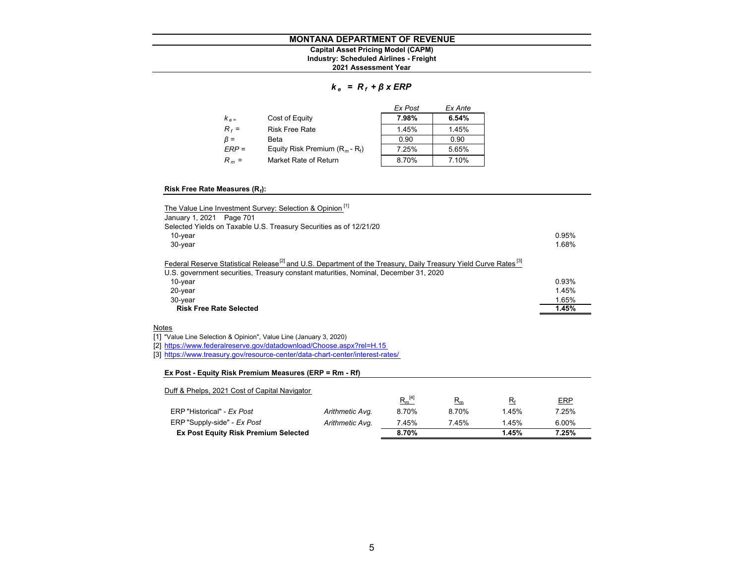# MONTANA DEPARTMENT OF REVENUE

**Capital Asset Pricing Model (CAPM)**
**Industry: Scheduled Airlines - Freight**
**2021 Assessment Year**

$$k_e = R_f + \beta \times ERP$$

| | | *Ex Post* | *Ex Ante* |
|---|---|---|---|
| $k_e$ = | Cost of Equity | **7.98%** | **6.54%** |
| $R_f$ = | Risk Free Rate | 1.45% | 1.45% |
| $\beta$ = | Beta | 0.90 | 0.90 |
| $ERP$ = | Equity Risk Premium ($R_m$ - $R_f$) | 7.25% | 5.65% |
| $R_m$ = | Market Rate of Return | 8.70% | 7.10% |

### Risk Free Rate Measures ($R_f$):

| | |
|---|---|
| The Value Line Investment Survey: Selection & Opinion [1] | |
| January 1, 2021 Page 701 | |
| Selected Yields on Taxable U.S. Treasury Securities as of 12/21/20 | |
| 10-year | 0.95% |
| 30-year | 1.68% |
| | |
| Federal Reserve Statistical Release [2] and U.S. Department of the Treasury, Daily Treasury Yield Curve Rates [3] | |
| U.S. government securities, Treasury constant maturities, Nominal, December 31, 2020 | |
| 10-year | 0.93% |
| 20-year | 1.45% |
| 30-year | 1.65% |
| **Risk Free Rate Selected** | **1.45%** |

Notes

[1] "Value Line Selection & Opinion", Value Line (January 3, 2020)

[2] https://www.federalreserve.gov/datadownload/Choose.aspx?rel=H.15

[3] https://www.treasury.gov/resource-center/data-chart-center/interest-rates/

### Ex Post - Equity Risk Premium Measures (ERP = Rm - Rf)

Duff & Phelps, 2021 Cost of Capital Navigator

| | | $R_m$ [4] | $R_m$ | $R_f$ | ERP |
|---|---|---|---|---|---|
| ERP "Historical" - *Ex Post* | *Arithmetic Avg.* | 8.70% | 8.70% | 1.45% | 7.25% |
| ERP "Supply-side" - *Ex Post* | *Arithmetic Avg.* | 7.45% | 7.45% | 1.45% | 6.00% |
| **Ex Post Equity Risk Premium Selected** | | **8.70%** | | **1.45%** | **7.25%** |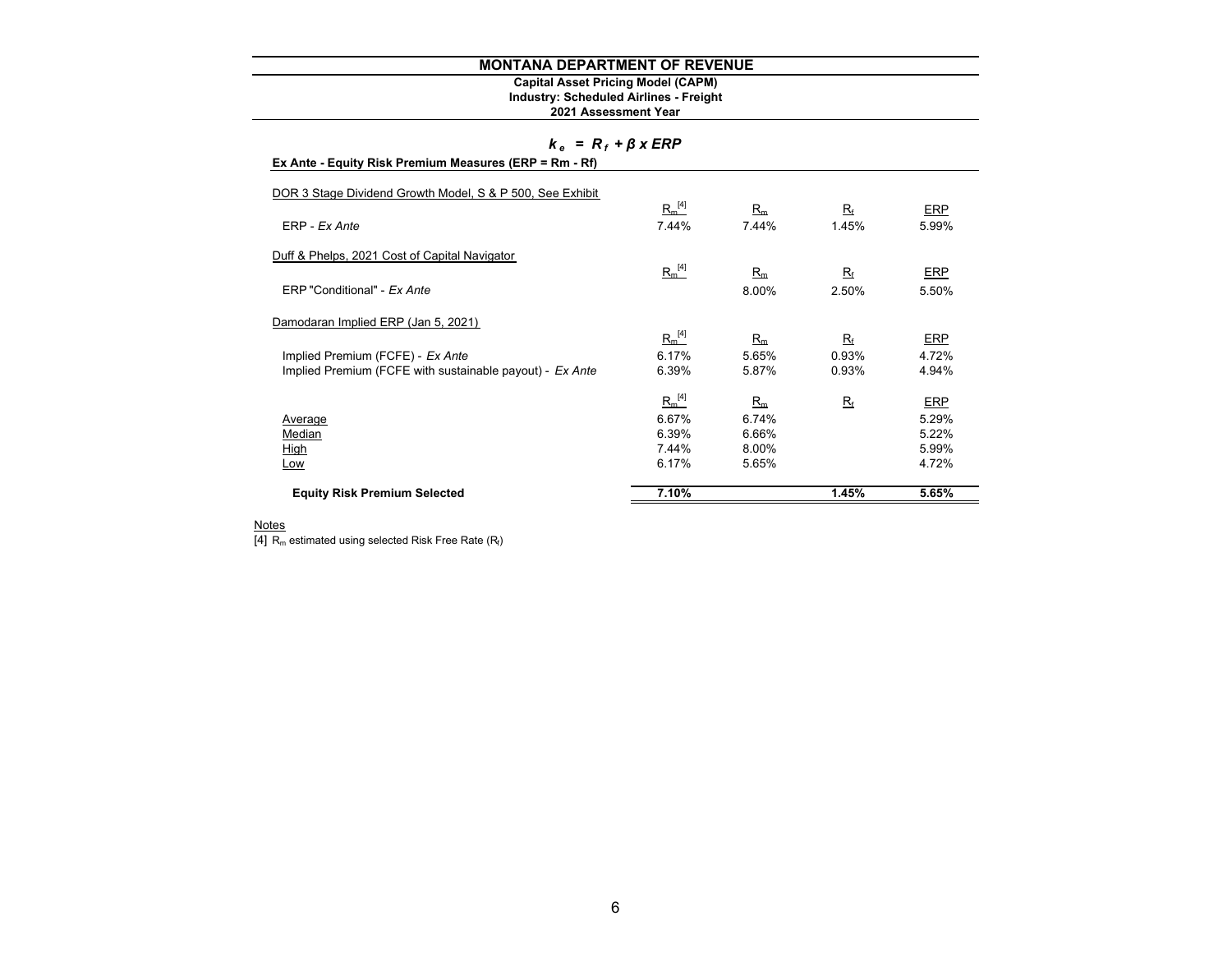# MONTANA DEPARTMENT OF REVENUE

**Capital Asset Pricing Model (CAPM)**
**Industry: Scheduled Airlines - Freight**
**2021 Assessment Year**

$$k_e = R_f + \beta \times ERP$$

**Ex Ante - Equity Risk Premium Measures (ERP = Rm - Rf)**

| | $R_m$ [4] | $R_m$ | $R_f$ | ERP |
|---|---|---|---|---|
| DOR 3 Stage Dividend Growth Model, S & P 500, See Exhibit | | | | |
| ERP - *Ex Ante* | 7.44% | 7.44% | 1.45% | 5.99% |
| | | | | |
| Duff & Phelps, 2021 Cost of Capital Navigator | $R_m$ [4] | $R_m$ | $R_f$ | ERP |
| ERP "Conditional" - *Ex Ante* | | 8.00% | 2.50% | 5.50% |
| | | | | |
| Damodaran Implied ERP (Jan 5, 2021) | $R_m$ [4] | $R_m$ | $R_f$ | ERP |
| Implied Premium (FCFE) - *Ex Ante* | 6.17% | 5.65% | 0.93% | 4.72% |
| Implied Premium (FCFE with sustainable payout) - *Ex Ante* | 6.39% | 5.87% | 0.93% | 4.94% |
| | | | | |
| | $R_m$ [4] | $R_m$ | $R_f$ | ERP |
| Average | 6.67% | 6.74% | | 5.29% |
| Median | 6.39% | 6.66% | | 5.22% |
| High | 7.44% | 8.00% | | 5.99% |
| Low | 6.17% | 5.65% | | 4.72% |
| | | | | |
| **Equity Risk Premium Selected** | **7.10%** | | **1.45%** | **5.65%** |

Notes

[4] $R_m$ estimated using selected Risk Free Rate ($R_f$)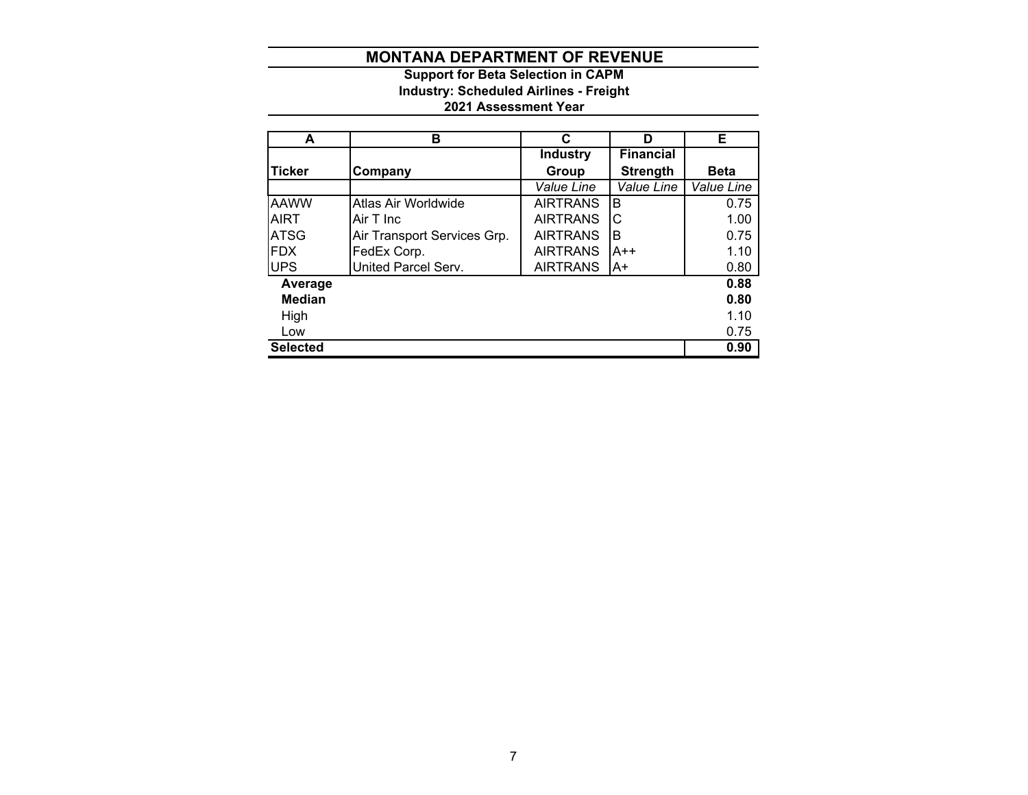# MONTANA DEPARTMENT OF REVENUE

**Support for Beta Selection in CAPM**
**Industry: Scheduled Airlines - Freight**
**2021 Assessment Year**

| A | B | C | D | E |
|---|---|---|---|---|
| **Ticker** | **Company** | **Industry Group** | **Financial Strength** | **Beta** |
| | | *Value Line* | *Value Line* | *Value Line* |
| AAWW | Atlas Air Worldwide | AIRTRANS | B | 0.75 |
| AIRT | Air T Inc | AIRTRANS | C | 1.00 |
| ATSG | Air Transport Services Grp. | AIRTRANS | B | 0.75 |
| FDX | FedEx Corp. | AIRTRANS | A++ | 1.10 |
| UPS | United Parcel Serv. | AIRTRANS | A+ | 0.80 |
| **Average** | | | | **0.88** |
| **Median** | | | | **0.80** |
| High | | | | 1.10 |
| Low | | | | 0.75 |
| **Selected** | | | | **0.90** |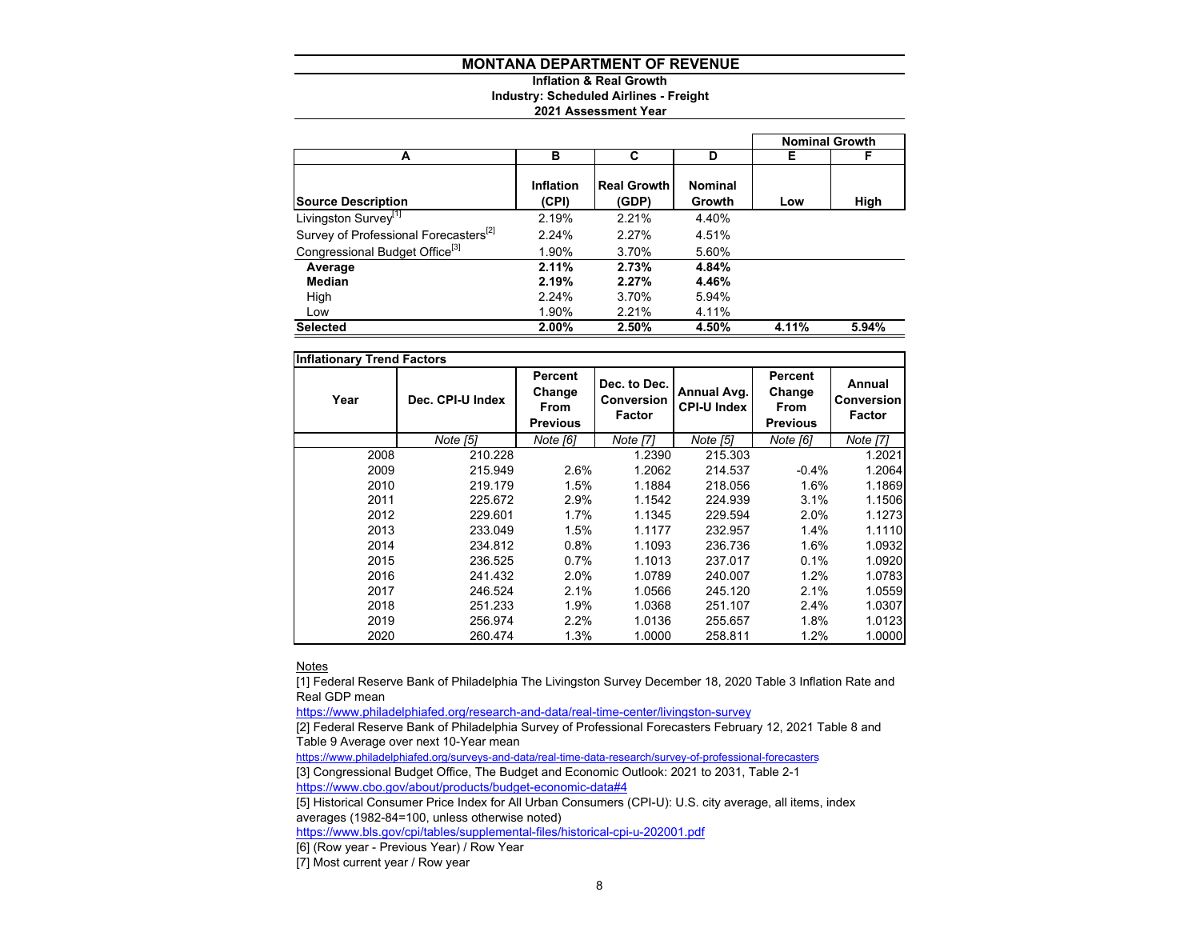# MONTANA DEPARTMENT OF REVENUE

**Inflation & Real Growth**
**Industry: Scheduled Airlines - Freight**
**2021 Assessment Year**

| A | B | C | D | E | F |
|---|---|---|---|---|---|
| | | | | Nominal Growth | |
| **Source Description** | **Inflation (CPI)** | **Real Growth (GDP)** | **Nominal Growth** | **Low** | **High** |
| Livingston Survey[1] | 2.19% | 2.21% | 4.40% | | |
| Survey of Professional Forecasters[2] | 2.24% | 2.27% | 4.51% | | |
| Congressional Budget Office[3] | 1.90% | 3.70% | 5.60% | | |
| **Average** | **2.11%** | **2.73%** | **4.84%** | | |
| **Median** | **2.19%** | **2.27%** | **4.46%** | | |
| High | 2.24% | 3.70% | 5.94% | | |
| Low | 1.90% | 2.21% | 4.11% | | |
| **Selected** | **2.00%** | **2.50%** | **4.50%** | **4.11%** | **5.94%** |

**Inflationary Trend Factors**

| Year | Dec. CPI-U Index | Percent Change From Previous | Dec. to Dec. Conversion Factor | Annual Avg. CPI-U Index | Percent Change From Previous | Annual Conversion Factor |
|---|---|---|---|---|---|---|
| | *Note [5]* | *Note [6]* | *Note [7]* | *Note [5]* | *Note [6]* | *Note [7]* |
| 2008 | 210.228 | | 1.2390 | 215.303 | | 1.2021 |
| 2009 | 215.949 | 2.6% | 1.2062 | 214.537 | -0.4% | 1.2064 |
| 2010 | 219.179 | 1.5% | 1.1884 | 218.056 | 1.6% | 1.1869 |
| 2011 | 225.672 | 2.9% | 1.1542 | 224.939 | 3.1% | 1.1506 |
| 2012 | 229.601 | 1.7% | 1.1345 | 229.594 | 2.0% | 1.1273 |
| 2013 | 233.049 | 1.5% | 1.1177 | 232.957 | 1.4% | 1.1110 |
| 2014 | 234.812 | 0.8% | 1.1093 | 236.736 | 1.6% | 1.0932 |
| 2015 | 236.525 | 0.7% | 1.1013 | 237.017 | 0.1% | 1.0920 |
| 2016 | 241.432 | 2.0% | 1.0789 | 240.007 | 1.2% | 1.0783 |
| 2017 | 246.524 | 2.1% | 1.0566 | 245.120 | 2.1% | 1.0559 |
| 2018 | 251.233 | 1.9% | 1.0368 | 251.107 | 2.4% | 1.0307 |
| 2019 | 256.974 | 2.2% | 1.0136 | 255.657 | 1.8% | 1.0123 |
| 2020 | 260.474 | 1.3% | 1.0000 | 258.811 | 1.2% | 1.0000 |

Notes

[1] Federal Reserve Bank of Philadelphia The Livingston Survey December 18, 2020 Table 3 Inflation Rate and Real GDP mean
https://www.philadelphiafed.org/research-and-data/real-time-center/livingston-survey

[2] Federal Reserve Bank of Philadelphia Survey of Professional Forecasters February 12, 2021 Table 8 and Table 9 Average over next 10-Year mean
https://www.philadelphiafed.org/surveys-and-data/real-time-data-research/survey-of-professional-forecasters

[3] Congressional Budget Office, The Budget and Economic Outlook: 2021 to 2031, Table 2-1
https://www.cbo.gov/about/products/budget-economic-data#4

[5] Historical Consumer Price Index for All Urban Consumers (CPI-U): U.S. city average, all items, index averages (1982-84=100, unless otherwise noted)
https://www.bls.gov/cpi/tables/supplemental-files/historical-cpi-u-202001.pdf

[6] (Row year - Previous Year) / Row Year

[7] Most current year / Row year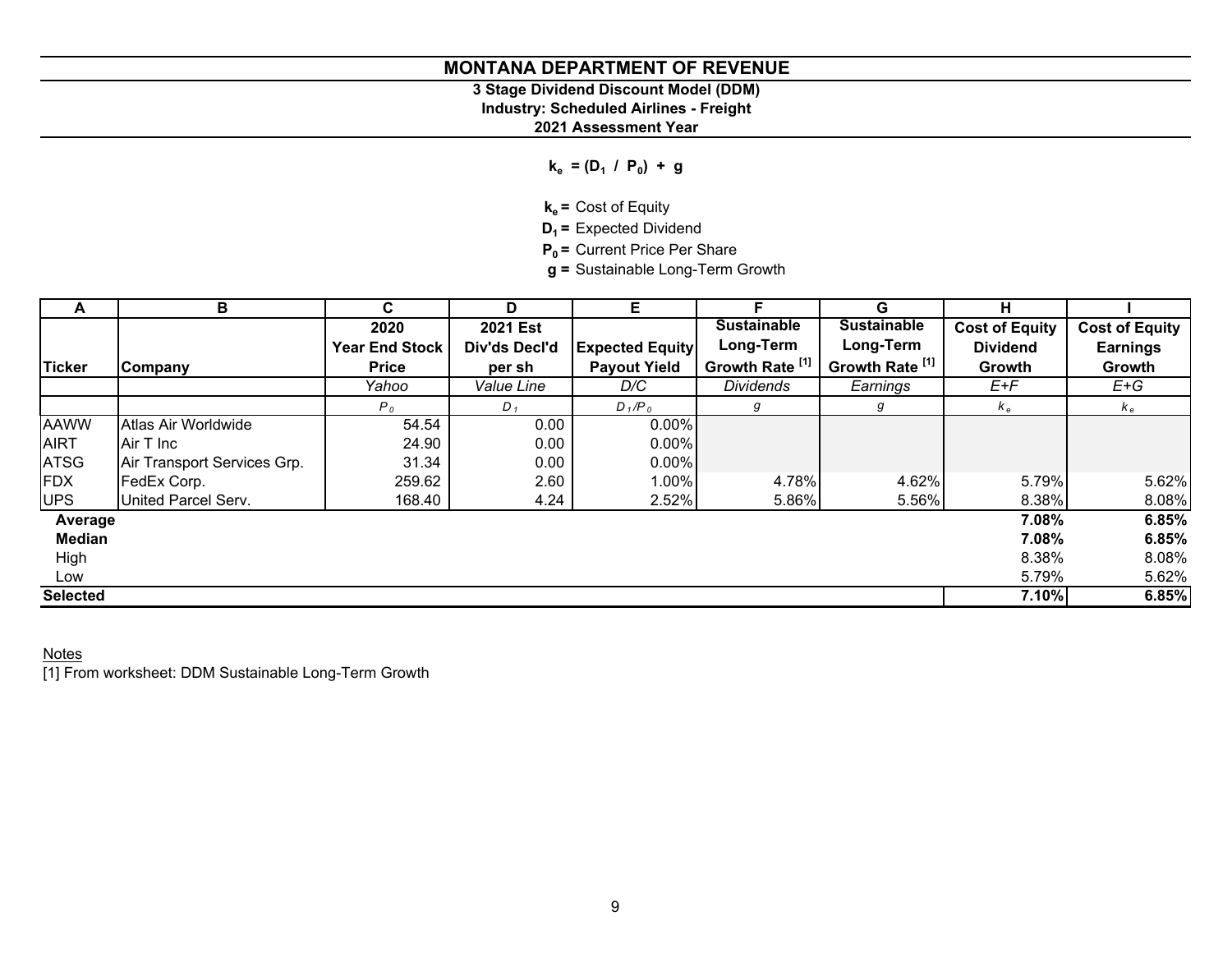# MONTANA DEPARTMENT OF REVENUE

### 3 Stage Dividend Discount Model (DDM)
### Industry: Scheduled Airlines - Freight
### 2021 Assessment Year

$$k_e = (D_1 \ / \ P_0) + g$$

**$k_e$ =** Cost of Equity
**$D_1$ =** Expected Dividend
**$P_0$ =** Current Price Per Share
**g =** Sustainable Long-Term Growth

| A | B | C | D | E | F | G | H | I |
|---|---|---|---|---|---|---|---|---|
| **Ticker** | **Company** | **2020 Year End Stock Price** | **2021 Est Div'ds Decl'd per sh** | **Expected Equity Payout Yield** | **Sustainable Long-Term Growth Rate [1]** | **Sustainable Long-Term Growth Rate [1]** | **Cost of Equity Dividend Growth** | **Cost of Equity Earnings Growth** |
| | | *Yahoo* | *Value Line* | *D/C* | *Dividends* | *Earnings* | *E+F* | *E+G* |
| | | $P_0$ | $D_1$ | $D_1/P_0$ | $g$ | $g$ | $k_e$ | $k_e$ |
| AAWW | Atlas Air Worldwide | 54.54 | 0.00 | 0.00% | | | | |
| AIRT | Air T Inc | 24.90 | 0.00 | 0.00% | | | | |
| ATSG | Air Transport Services Grp. | 31.34 | 0.00 | 0.00% | | | | |
| FDX | FedEx Corp. | 259.62 | 2.60 | 1.00% | 4.78% | 4.62% | 5.79% | 5.62% |
| UPS | United Parcel Serv. | 168.40 | 4.24 | 2.52% | 5.86% | 5.56% | 8.38% | 8.08% |
| **Average** | | | | | | | **7.08%** | **6.85%** |
| **Median** | | | | | | | **7.08%** | **6.85%** |
| High | | | | | | | 8.38% | 8.08% |
| Low | | | | | | | 5.79% | 5.62% |
| **Selected** | | | | | | | **7.10%** | **6.85%** |

Notes
[1] From worksheet: DDM Sustainable Long-Term Growth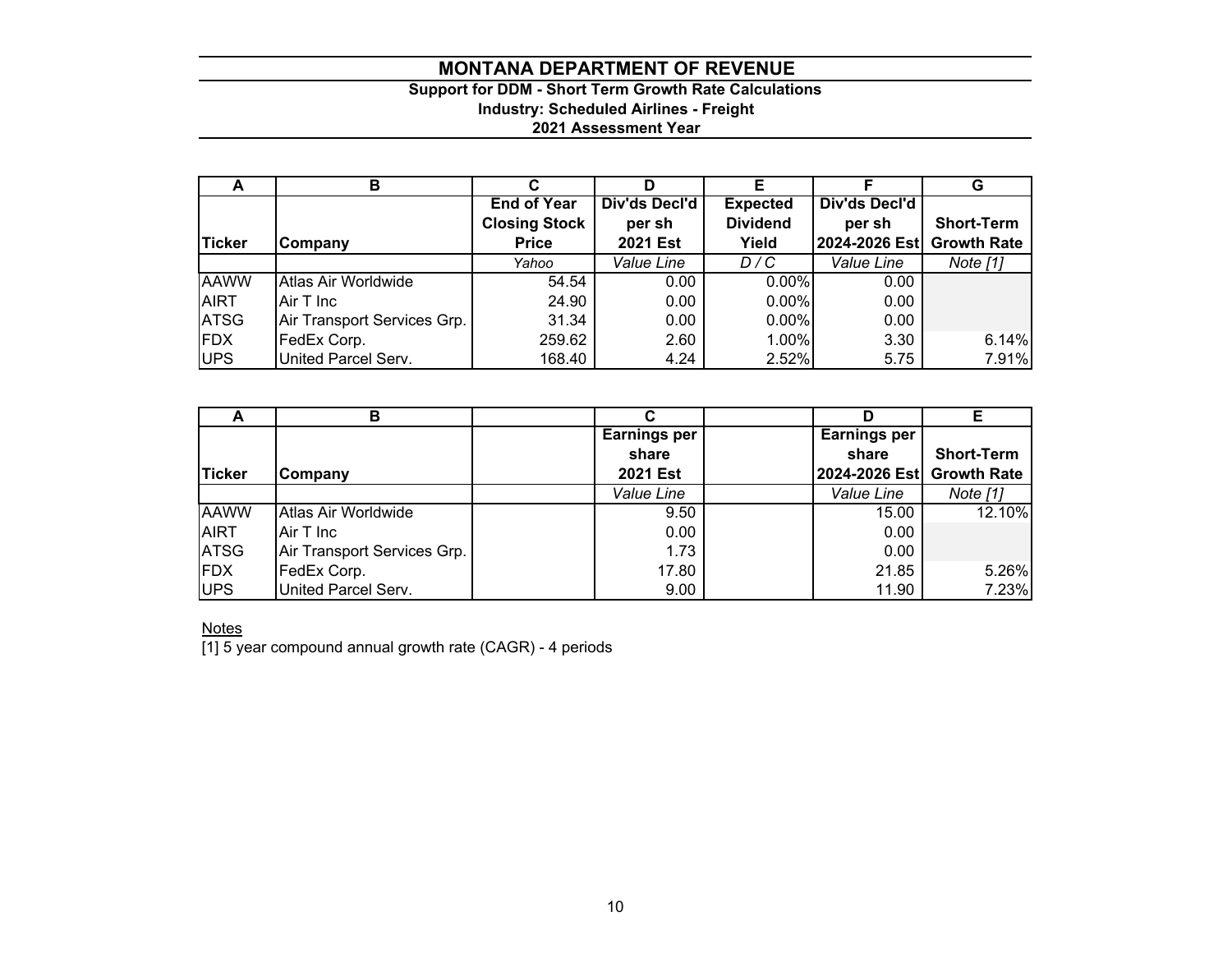# MONTANA DEPARTMENT OF REVENUE

**Support for DDM - Short Term Growth Rate Calculations**

**Industry: Scheduled Airlines - Freight**

**2021 Assessment Year**

| A | B | C | D | E | F | G |
|---|---|---|---|---|---|---|
| **Ticker** | **Company** | **End of Year Closing Stock Price** | **Div'ds Decl'd per sh 2021 Est** | **Expected Dividend Yield** | **Div'ds Decl'd per sh 2024-2026 Est** | **Short-Term Growth Rate** |
| | | *Yahoo* | *Value Line* | *D / C* | *Value Line* | *Note [1]* |
| AAWW | Atlas Air Worldwide | 54.54 | 0.00 | 0.00% | 0.00 | |
| AIRT | Air T Inc | 24.90 | 0.00 | 0.00% | 0.00 | |
| ATSG | Air Transport Services Grp. | 31.34 | 0.00 | 0.00% | 0.00 | |
| FDX | FedEx Corp. | 259.62 | 2.60 | 1.00% | 3.30 | 6.14% |
| UPS | United Parcel Serv. | 168.40 | 4.24 | 2.52% | 5.75 | 7.91% |

| A | B | | C | | D | E |
|---|---|---|---|---|---|---|
| **Ticker** | **Company** | | **Earnings per share 2021 Est** | | **Earnings per share 2024-2026 Est** | **Short-Term Growth Rate** |
| | | | *Value Line* | | *Value Line* | *Note [1]* |
| AAWW | Atlas Air Worldwide | | 9.50 | | 15.00 | 12.10% |
| AIRT | Air T Inc | | 0.00 | | 0.00 | |
| ATSG | Air Transport Services Grp. | | 1.73 | | 0.00 | |
| FDX | FedEx Corp. | | 17.80 | | 21.85 | 5.26% |
| UPS | United Parcel Serv. | | 9.00 | | 11.90 | 7.23% |

Notes

[1] 5 year compound annual growth rate (CAGR) - 4 periods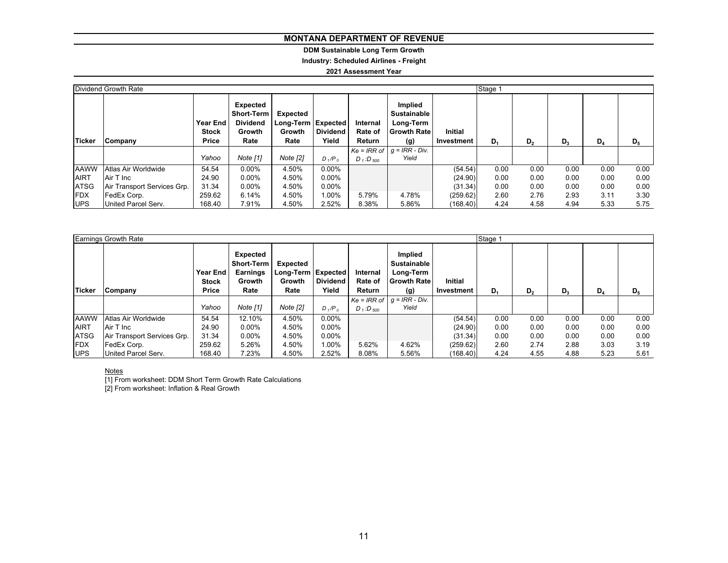# MONTANA DEPARTMENT OF REVENUE

**DDM Sustainable Long Term Growth**

**Industry: Scheduled Airlines - Freight**

**2021 Assessment Year**

| Dividend Growth Rate | | | | | | | | | Stage 1 | | | | |
|---|---|---|---|---|---|---|---|---|---|---|---|---|---|
| **Ticker** | **Company** | **Year End Stock Price** | **Expected Short-Term Dividend Growth Rate** | **Expected Long-Term Growth Rate** | **Expected Dividend Yield** | **Internal Rate of Return** | **Implied Sustainable Long-Term Growth Rate (g)** | **Initial Investment** | **$D_1$** | **$D_2$** | **$D_3$** | **$D_4$** | **$D_5$** |
| | | *Yahoo* | *Note [1]* | *Note [2]* | $D_1/P_0$ | *Ke = IRR of* $D_1:D_{500}$ | *g = IRR - Div. Yield* | | | | | | |
| AAWW | Atlas Air Worldwide | 54.54 | 0.00% | 4.50% | 0.00% | | | (54.54) | 0.00 | 0.00 | 0.00 | 0.00 | 0.00 |
| AIRT | Air T Inc | 24.90 | 0.00% | 4.50% | 0.00% | | | (24.90) | 0.00 | 0.00 | 0.00 | 0.00 | 0.00 |
| ATSG | Air Transport Services Grp. | 31.34 | 0.00% | 4.50% | 0.00% | | | (31.34) | 0.00 | 0.00 | 0.00 | 0.00 | 0.00 |
| FDX | FedEx Corp. | 259.62 | 6.14% | 4.50% | 1.00% | 5.79% | 4.78% | (259.62) | 2.60 | 2.76 | 2.93 | 3.11 | 3.30 |
| UPS | United Parcel Serv. | 168.40 | 7.91% | 4.50% | 2.52% | 8.38% | 5.86% | (168.40) | 4.24 | 4.58 | 4.94 | 5.33 | 5.75 |

| Earnings Growth Rate | | | | | | | | | Stage 1 | | | | |
|---|---|---|---|---|---|---|---|---|---|---|---|---|---|
| **Ticker** | **Company** | **Year End Stock Price** | **Expected Short-Term Earnings Growth Rate** | **Expected Long-Term Growth Rate** | **Expected Dividend Yield** | **Internal Rate of Return** | **Implied Sustainable Long-Term Growth Rate (g)** | **Initial Investment** | **$D_1$** | **$D_2$** | **$D_3$** | **$D_4$** | **$D_5$** |
| | | *Yahoo* | *Note [1]* | *Note [2]* | $D_1/P_0$ | *Ke = IRR of* $D_1:D_{500}$ | *g = IRR - Div. Yield* | | | | | | |
| AAWW | Atlas Air Worldwide | 54.54 | 12.10% | 4.50% | 0.00% | | | (54.54) | 0.00 | 0.00 | 0.00 | 0.00 | 0.00 |
| AIRT | Air T Inc | 24.90 | 0.00% | 4.50% | 0.00% | | | (24.90) | 0.00 | 0.00 | 0.00 | 0.00 | 0.00 |
| ATSG | Air Transport Services Grp. | 31.34 | 0.00% | 4.50% | 0.00% | | | (31.34) | 0.00 | 0.00 | 0.00 | 0.00 | 0.00 |
| FDX | FedEx Corp. | 259.62 | 5.26% | 4.50% | 1.00% | 5.62% | 4.62% | (259.62) | 2.60 | 2.74 | 2.88 | 3.03 | 3.19 |
| UPS | United Parcel Serv. | 168.40 | 7.23% | 4.50% | 2.52% | 8.08% | 5.56% | (168.40) | 4.24 | 4.55 | 4.88 | 5.23 | 5.61 |

Notes

[1] From worksheet: DDM Short Term Growth Rate Calculations

[2] From worksheet: Inflation & Real Growth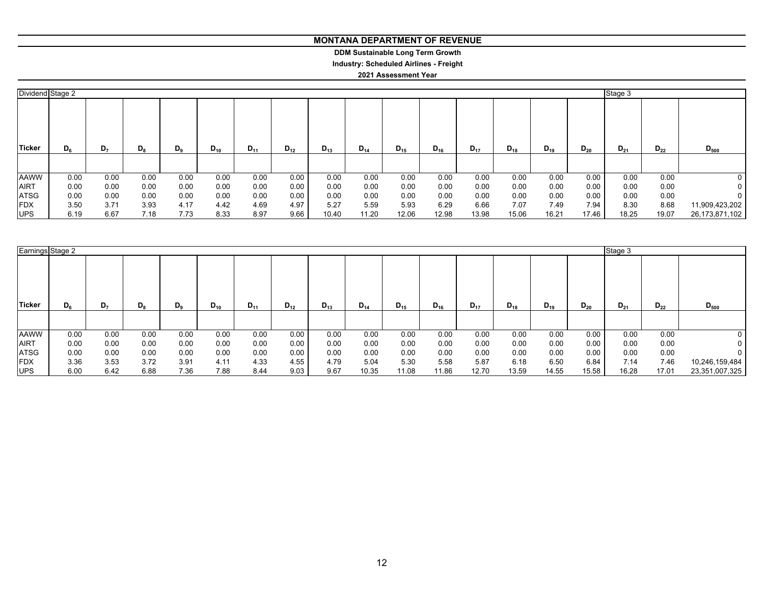# MONTANA DEPARTMENT OF REVENUE

**DDM Sustainable Long Term Growth**

**Industry: Scheduled Airlines - Freight**

**2021 Assessment Year**

| Dividend | Stage 2 | | | | | | | | | | | | | | | Stage 3 | | |
|---|---|---|---|---|---|---|---|---|---|---|---|---|---|---|---|---|---|---|
| **Ticker** | $D_6$ | $D_7$ | $D_8$ | $D_9$ | $D_{10}$ | $D_{11}$ | $D_{12}$ | $D_{13}$ | $D_{14}$ | $D_{15}$ | $D_{16}$ | $D_{17}$ | $D_{18}$ | $D_{19}$ | $D_{20}$ | $D_{21}$ | $D_{22}$ | $D_{500}$ |
| AAWW | 0.00 | 0.00 | 0.00 | 0.00 | 0.00 | 0.00 | 0.00 | 0.00 | 0.00 | 0.00 | 0.00 | 0.00 | 0.00 | 0.00 | 0.00 | 0.00 | 0.00 | 0 |
| AIRT | 0.00 | 0.00 | 0.00 | 0.00 | 0.00 | 0.00 | 0.00 | 0.00 | 0.00 | 0.00 | 0.00 | 0.00 | 0.00 | 0.00 | 0.00 | 0.00 | 0.00 | 0 |
| ATSG | 0.00 | 0.00 | 0.00 | 0.00 | 0.00 | 0.00 | 0.00 | 0.00 | 0.00 | 0.00 | 0.00 | 0.00 | 0.00 | 0.00 | 0.00 | 0.00 | 0.00 | 0 |
| FDX | 3.50 | 3.71 | 3.93 | 4.17 | 4.42 | 4.69 | 4.97 | 5.27 | 5.59 | 5.93 | 6.29 | 6.66 | 7.07 | 7.49 | 7.94 | 8.30 | 8.68 | 11,909,423,202 |
| UPS | 6.19 | 6.67 | 7.18 | 7.73 | 8.33 | 8.97 | 9.66 | 10.40 | 11.20 | 12.06 | 12.98 | 13.98 | 15.06 | 16.21 | 17.46 | 18.25 | 19.07 | 26,173,871,102 |

| Earnings | Stage 2 | | | | | | | | | | | | | | | Stage 3 | | |
|---|---|---|---|---|---|---|---|---|---|---|---|---|---|---|---|---|---|---|
| **Ticker** | $D_6$ | $D_7$ | $D_8$ | $D_9$ | $D_{10}$ | $D_{11}$ | $D_{12}$ | $D_{13}$ | $D_{14}$ | $D_{15}$ | $D_{16}$ | $D_{17}$ | $D_{18}$ | $D_{19}$ | $D_{20}$ | $D_{21}$ | $D_{22}$ | $D_{500}$ |
| AAWW | 0.00 | 0.00 | 0.00 | 0.00 | 0.00 | 0.00 | 0.00 | 0.00 | 0.00 | 0.00 | 0.00 | 0.00 | 0.00 | 0.00 | 0.00 | 0.00 | 0.00 | 0 |
| AIRT | 0.00 | 0.00 | 0.00 | 0.00 | 0.00 | 0.00 | 0.00 | 0.00 | 0.00 | 0.00 | 0.00 | 0.00 | 0.00 | 0.00 | 0.00 | 0.00 | 0.00 | 0 |
| ATSG | 0.00 | 0.00 | 0.00 | 0.00 | 0.00 | 0.00 | 0.00 | 0.00 | 0.00 | 0.00 | 0.00 | 0.00 | 0.00 | 0.00 | 0.00 | 0.00 | 0.00 | 0 |
| FDX | 3.36 | 3.53 | 3.72 | 3.91 | 4.11 | 4.33 | 4.55 | 4.79 | 5.04 | 5.30 | 5.58 | 5.87 | 6.18 | 6.50 | 6.84 | 7.14 | 7.46 | 10,246,159,484 |
| UPS | 6.00 | 6.42 | 6.88 | 7.36 | 7.88 | 8.44 | 9.03 | 9.67 | 10.35 | 11.08 | 11.86 | 12.70 | 13.59 | 14.55 | 15.58 | 16.28 | 17.01 | 23,351,007,325 |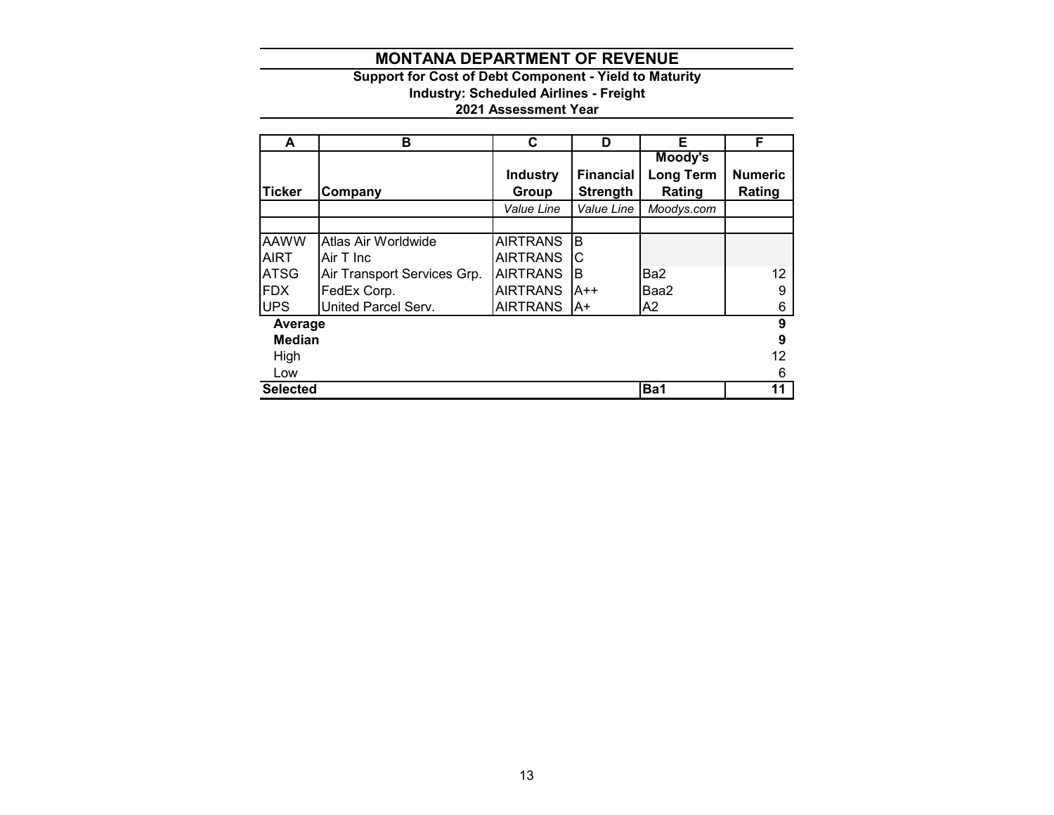# MONTANA DEPARTMENT OF REVENUE

### Support for Cost of Debt Component - Yield to Maturity
### Industry: Scheduled Airlines - Freight
### 2021 Assessment Year

| A | B | C | D | E | F |
|---|---|---|---|---|---|
| **Ticker** | **Company** | **Industry Group** | **Financial Strength** | **Moody's Long Term Rating** | **Numeric Rating** |
| | | *Value Line* | *Value Line* | *Moodys.com* | |
| | | | | | |
| AAWW | Atlas Air Worldwide | AIRTRANS | B | | |
| AIRT | Air T Inc | AIRTRANS | C | | |
| ATSG | Air Transport Services Grp. | AIRTRANS | B | Ba2 | 12 |
| FDX | FedEx Corp. | AIRTRANS | A++ | Baa2 | 9 |
| UPS | United Parcel Serv. | AIRTRANS | A+ | A2 | 6 |
| **Average** | | | | | **9** |
| **Median** | | | | | **9** |
| High | | | | | 12 |
| Low | | | | | 6 |
| **Selected** | | | | **Ba1** | **11** |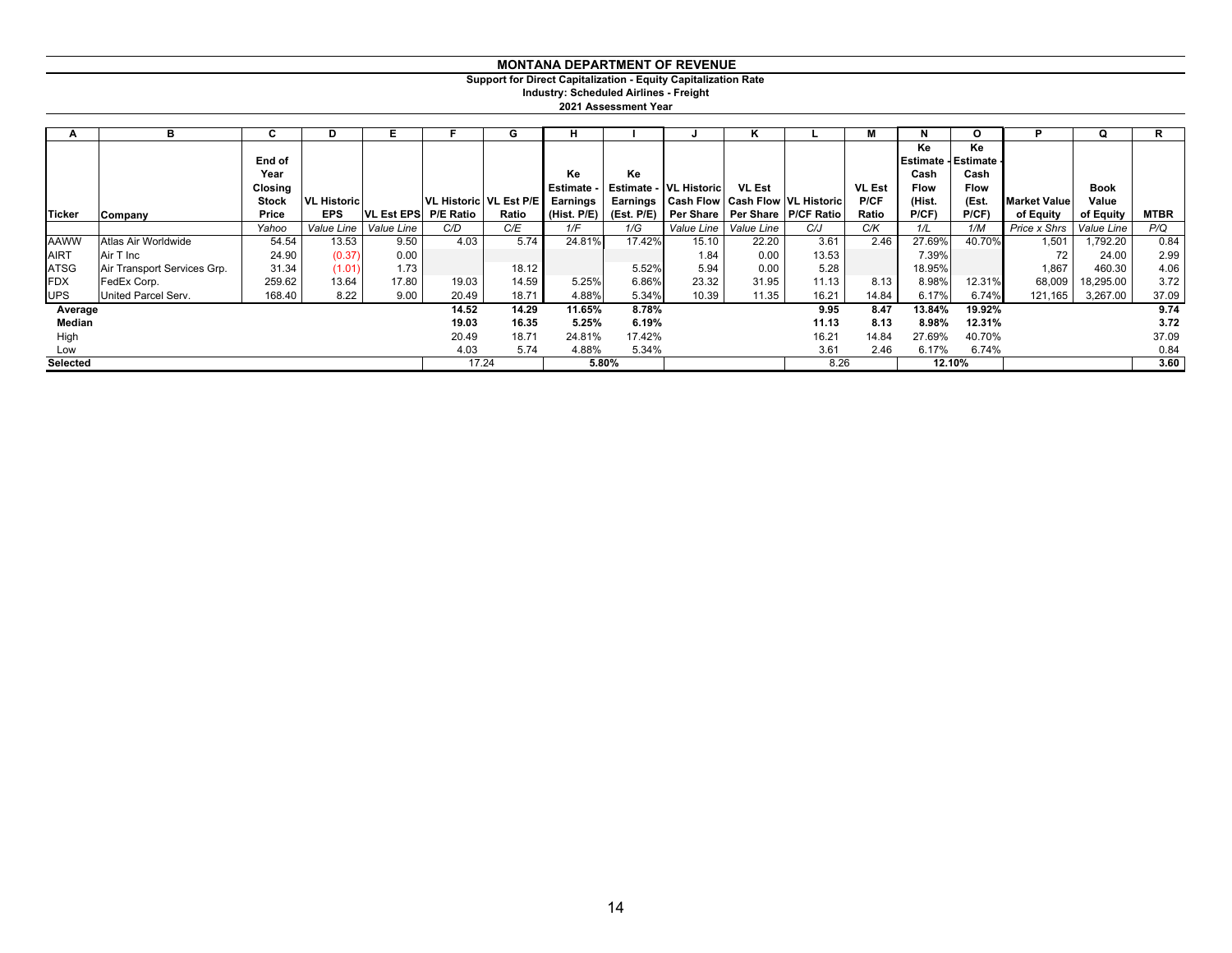# MONTANA DEPARTMENT OF REVENUE

## Support for Direct Capitalization - Equity Capitalization Rate

### Industry: Scheduled Airlines - Freight

### 2021 Assessment Year

| A | B | C | D | E | F | G | H | I | J | K | L | M | N | O | P | Q | R |
|---|---|---|---|---|---|---|---|---|---|---|---|---|---|---|---|---|---|
| Ticker | Company | End of Year Closing Stock Price | VL Historic EPS | VL Est EPS | VL Historic P/E Ratio | VL Est P/E Ratio | Ke Estimate - Earnings (Hist. P/E) | Ke Estimate - Earnings (Est. P/E) | VL Historic Cash Flow Per Share | VL Est Cash Flow Per Share | VL Historic P/CF Ratio | VL Est P/CF Ratio | Ke Estimate - Cash Flow (Hist. P/CF) | Ke Estimate - Cash Flow (Est. P/CF) | Market Value of Equity | Book Value of Equity | MTBR |
| | | *Yahoo* | *Value Line* | *Value Line* | *C/D* | *C/E* | *1/F* | *1/G* | *Value Line* | *Value Line* | *C/J* | *C/K* | *1/L* | *1/M* | *Price x Shrs* | *Value Line* | *P/Q* |
| AAWW | Atlas Air Worldwide | 54.54 | 13.53 | 9.50 | 4.03 | 5.74 | 24.81% | 17.42% | 15.10 | 22.20 | 3.61 | 2.46 | 27.69% | 40.70% | 1,501 | 1,792.20 | 0.84 |
| AIRT | Air T Inc | 24.90 | (0.37) | 0.00 | | | | | 1.84 | 0.00 | 13.53 | | 7.39% | | 72 | 24.00 | 2.99 |
| ATSG | Air Transport Services Grp. | 31.34 | (1.01) | 1.73 | | 18.12 | | 5.52% | 5.94 | 0.00 | 5.28 | | 18.95% | | 1,867 | 460.30 | 4.06 |
| FDX | FedEx Corp. | 259.62 | 13.64 | 17.80 | 19.03 | 14.59 | 5.25% | 6.86% | 23.32 | 31.95 | 11.13 | 8.13 | 8.98% | 12.31% | 68,009 | 18,295.00 | 3.72 |
| UPS | United Parcel Serv. | 168.40 | 8.22 | 9.00 | 20.49 | 18.71 | 4.88% | 5.34% | 10.39 | 11.35 | 16.21 | 14.84 | 6.17% | 6.74% | 121,165 | 3,267.00 | 37.09 |
| **Average** | | | | | **14.52** | **14.29** | **11.65%** | **8.78%** | | | **9.95** | **8.47** | **13.84%** | **19.92%** | | | **9.74** |
| **Median** | | | | | **19.03** | **16.35** | **5.25%** | **6.19%** | | | **11.13** | **8.13** | **8.98%** | **12.31%** | | | **3.72** |
| High | | | | | 20.49 | 18.71 | 24.81% | 17.42% | | | 16.21 | 14.84 | 27.69% | 40.70% | | | 37.09 |
| Low | | | | | 4.03 | 5.74 | 4.88% | 5.34% | | | 3.61 | 2.46 | 6.17% | 6.74% | | | 0.84 |
| **Selected** | | | | | 17.24 | | 5.80% | | | | 8.26 | | 12.10% | | | | **3.60** |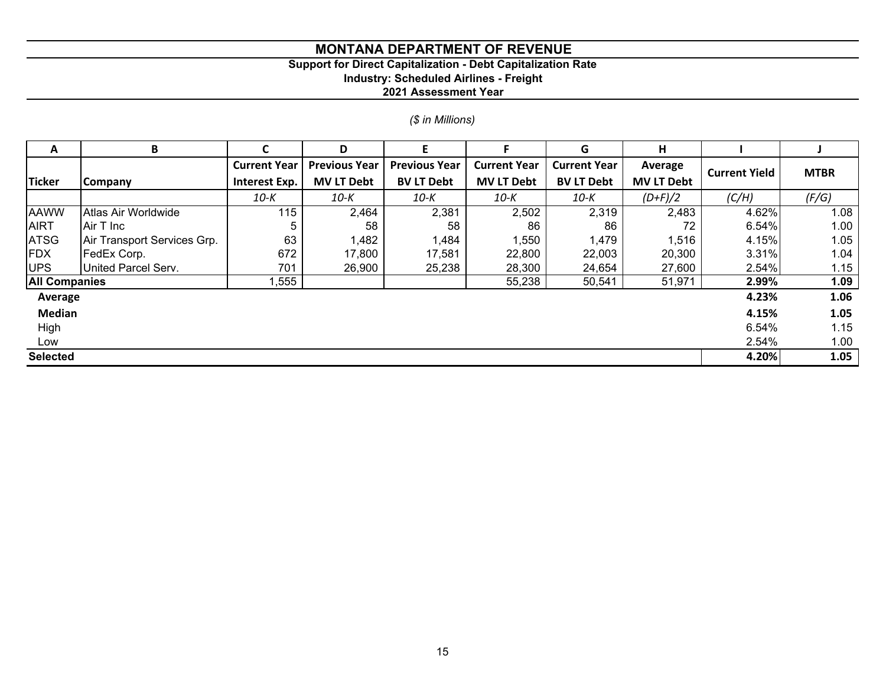# MONTANA DEPARTMENT OF REVENUE

**Support for Direct Capitalization - Debt Capitalization Rate**

**Industry: Scheduled Airlines - Freight**

**2021 Assessment Year**

*($ in Millions)*

| A | B | C | D | E | F | G | H | I | J |
|---|---|---|---|---|---|---|---|---|---|
| **Ticker** | **Company** | **Current Year Interest Exp.** | **Previous Year MV LT Debt** | **Previous Year BV LT Debt** | **Current Year MV LT Debt** | **Current Year BV LT Debt** | **Average MV LT Debt** | **Current Yield** | **MTBR** |
| | | *10-K* | *10-K* | *10-K* | *10-K* | *10-K* | *(D+F)/2* | *(C/H)* | *(F/G)* |
| AAWW | Atlas Air Worldwide | 115 | 2,464 | 2,381 | 2,502 | 2,319 | 2,483 | 4.62% | 1.08 |
| AIRT | Air T Inc | 5 | 58 | 58 | 86 | 86 | 72 | 6.54% | 1.00 |
| ATSG | Air Transport Services Grp. | 63 | 1,482 | 1,484 | 1,550 | 1,479 | 1,516 | 4.15% | 1.05 |
| FDX | FedEx Corp. | 672 | 17,800 | 17,581 | 22,800 | 22,003 | 20,300 | 3.31% | 1.04 |
| UPS | United Parcel Serv. | 701 | 26,900 | 25,238 | 28,300 | 24,654 | 27,600 | 2.54% | 1.15 |
| **All Companies** | | 1,555 | | | 55,238 | 50,541 | 51,971 | **2.99%** | **1.09** |
| **Average** | | | | | | | | **4.23%** | **1.06** |
| **Median** | | | | | | | | **4.15%** | **1.05** |
| High | | | | | | | | 6.54% | 1.15 |
| Low | | | | | | | | 2.54% | 1.00 |
| **Selected** | | | | | | | | **4.20%** | **1.05** |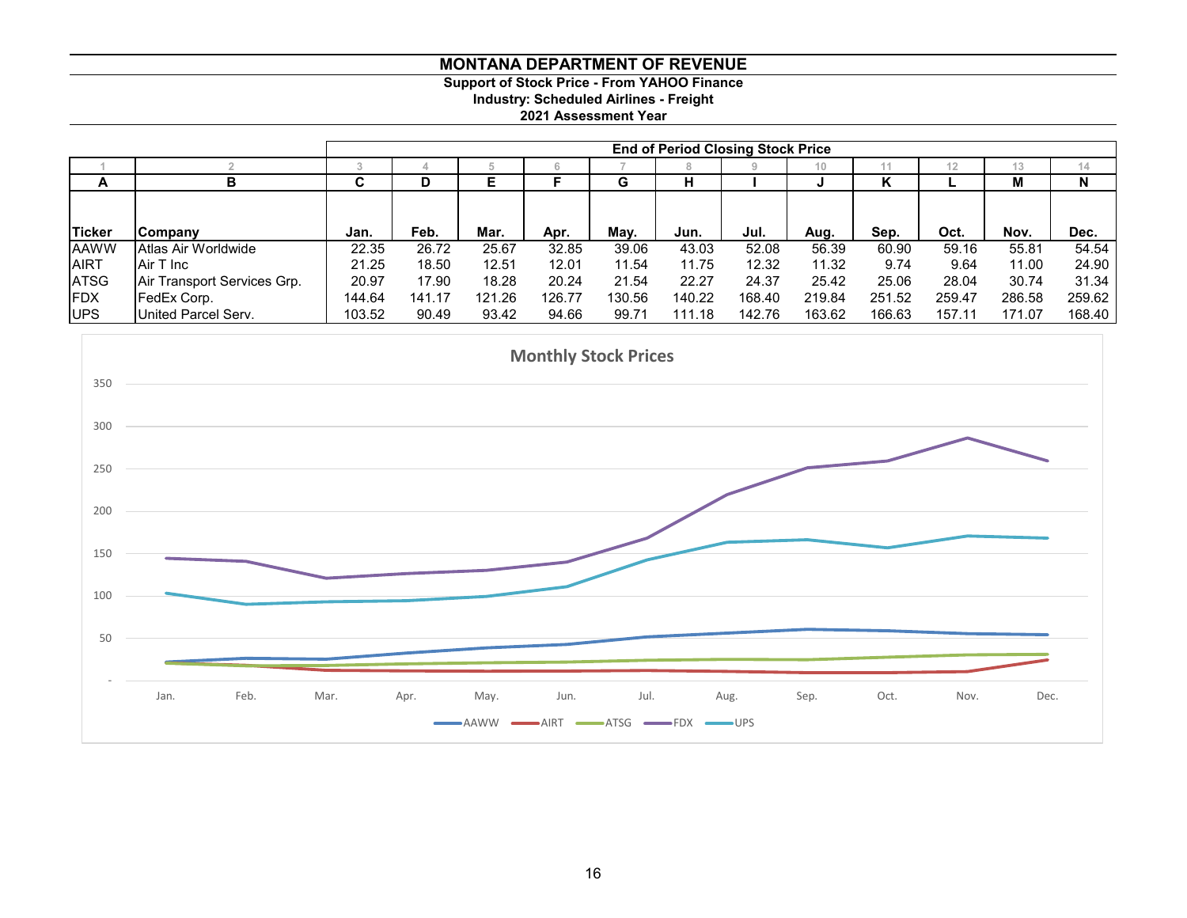# MONTANA DEPARTMENT OF REVENUE

**Support of Stock Price - From YAHOO Finance**
**Industry: Scheduled Airlines - Freight**
**2021 Assessment Year**

| | | End of Period Closing Stock Price | | | | | | | | | | | |
|---|---|---|---|---|---|---|---|---|---|---|---|---|---|
| 1 | 2 | 3 | 4 | 5 | 6 | 7 | 8 | 9 | 10 | 11 | 12 | 13 | 14 |
| A | B | C | D | E | F | G | H | I | J | K | L | M | N |
| **Ticker** | **Company** | **Jan.** | **Feb.** | **Mar.** | **Apr.** | **May.** | **Jun.** | **Jul.** | **Aug.** | **Sep.** | **Oct.** | **Nov.** | **Dec.** |
| AAWW | Atlas Air Worldwide | 22.35 | 26.72 | 25.67 | 32.85 | 39.06 | 43.03 | 52.08 | 56.39 | 60.90 | 59.16 | 55.81 | 54.54 |
| AIRT | Air T Inc | 21.25 | 18.50 | 12.51 | 12.01 | 11.54 | 11.75 | 12.32 | 11.32 | 9.74 | 9.64 | 11.00 | 24.90 |
| ATSG | Air Transport Services Grp. | 20.97 | 17.90 | 18.28 | 20.24 | 21.54 | 22.27 | 24.37 | 25.42 | 25.06 | 28.04 | 30.74 | 31.34 |
| FDX | FedEx Corp. | 144.64 | 141.17 | 121.26 | 126.77 | 130.56 | 140.22 | 168.40 | 219.84 | 251.52 | 259.47 | 286.58 | 259.62 |
| UPS | United Parcel Serv. | 103.52 | 90.49 | 93.42 | 94.66 | 99.71 | 111.18 | 142.76 | 163.62 | 166.63 | 157.11 | 171.07 | 168.40 |

**Monthly Stock Prices**

(Line chart of monthly stock prices, Jan.–Dec., for AAWW, AIRT, ATSG, FDX, UPS; y-axis from - to 350.)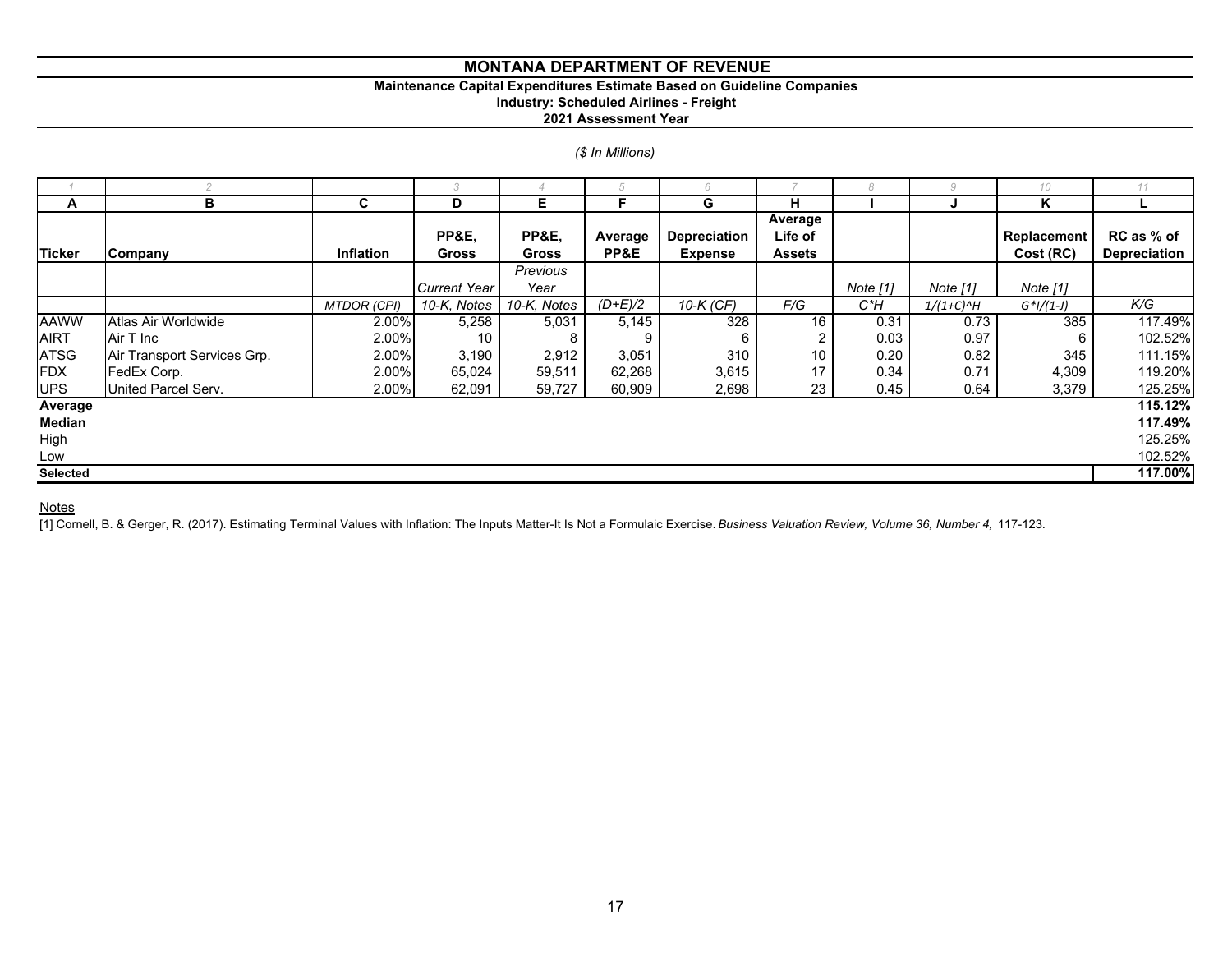# MONTANA DEPARTMENT OF REVENUE

## Maintenance Capital Expenditures Estimate Based on Guideline Companies

### Industry: Scheduled Airlines - Freight

### 2021 Assessment Year

*($ In Millions)*

| *1* | *2* | | *3* | *4* | *5* | *6* | *7* | *8* | *9* | *10* | *11* |
|---|---|---|---|---|---|---|---|---|---|---|---|
| **A** | **B** | **C** | **D** | **E** | **F** | **G** | **H** | **I** | **J** | **K** | **L** |
| **Ticker** | **Company** | **Inflation** | **PP&E, Gross** | **PP&E, Gross** | **Average PP&E** | **Depreciation Expense** | **Average Life of Assets** | | | **Replacement Cost (RC)** | **RC as % of Depreciation** |
| | | | *Current Year* | *Previous Year* | | | | *Note [1]* | *Note [1]* | *Note [1]* | |
| | | *MTDOR (CPI)* | *10-K, Notes* | *10-K, Notes* | *(D+E)/2* | *10-K (CF)* | *F/G* | *C\*H* | *1/(1+C)^H* | *G\*I/(1-J)* | *K/G* |
| AAWW | Atlas Air Worldwide | 2.00% | 5,258 | 5,031 | 5,145 | 328 | 16 | 0.31 | 0.73 | 385 | 117.49% |
| AIRT | Air T Inc | 2.00% | 10 | 8 | 9 | 6 | 2 | 0.03 | 0.97 | 6 | 102.52% |
| ATSG | Air Transport Services Grp. | 2.00% | 3,190 | 2,912 | 3,051 | 310 | 10 | 0.20 | 0.82 | 345 | 111.15% |
| FDX | FedEx Corp. | 2.00% | 65,024 | 59,511 | 62,268 | 3,615 | 17 | 0.34 | 0.71 | 4,309 | 119.20% |
| UPS | United Parcel Serv. | 2.00% | 62,091 | 59,727 | 60,909 | 2,698 | 23 | 0.45 | 0.64 | 3,379 | 125.25% |
| **Average** | | | | | | | | | | | **115.12%** |
| **Median** | | | | | | | | | | | **117.49%** |
| High | | | | | | | | | | | 125.25% |
| Low | | | | | | | | | | | 102.52% |
| **Selected** | | | | | | | | | | | **117.00%** |

Notes

[1] Cornell, B. & Gerger, R. (2017). Estimating Terminal Values with Inflation: The Inputs Matter-It Is Not a Formulaic Exercise. *Business Valuation Review, Volume 36, Number 4,* 117-123.